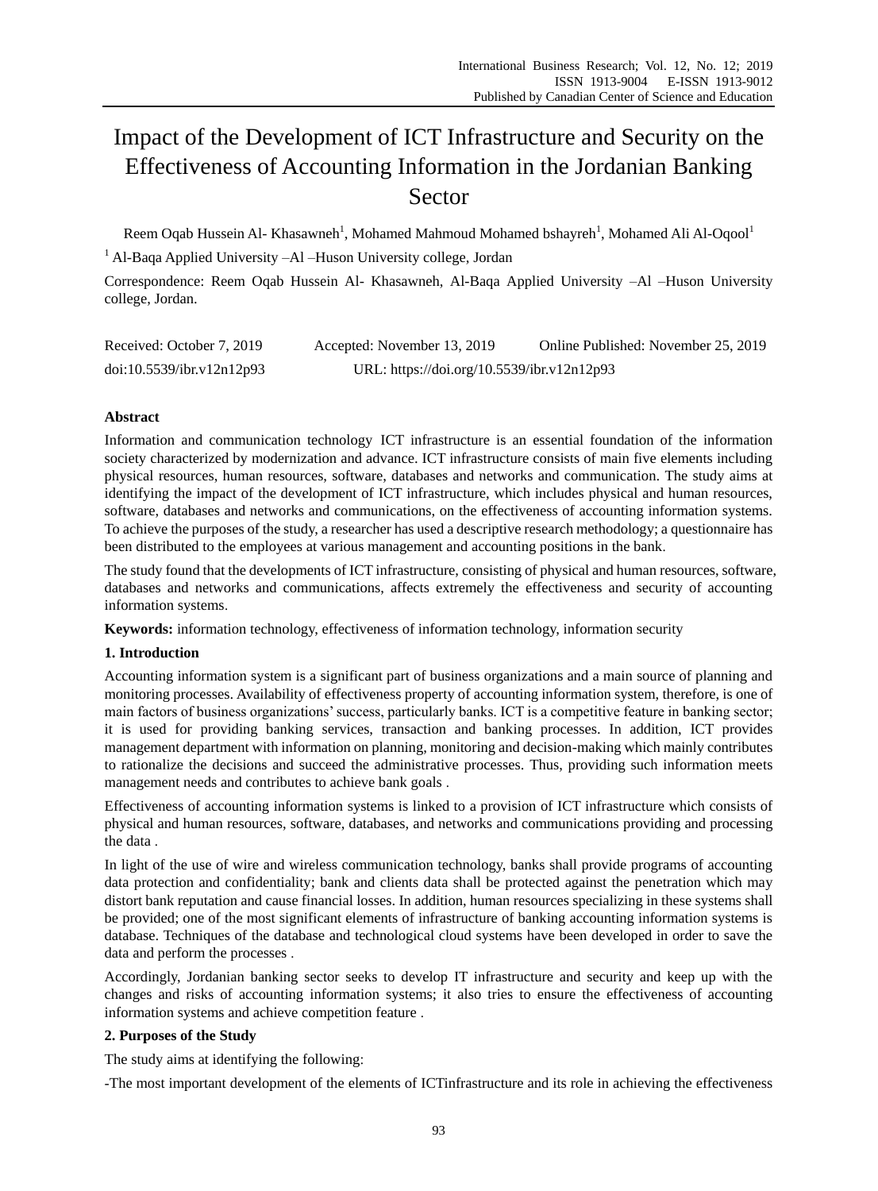# Impact of the Development of ICT Infrastructure and Security on the Effectiveness of Accounting Information in the Jordanian Banking Sector

Reem Oqab Hussein Al- Khasawneh[1], Mohamed Mahmoud Mohamed bshayreh[1], Mohamed Ali Al-Oqool[1]

[1] Al-Baqa Applied University –Al –Huson University college, Jordan

Correspondence: Reem Oqab Hussein Al- Khasawneh, Al-Baqa Applied University –Al –Huson University college, Jordan.

Received: October 7, 2019 Accepted: November 13, 2019 Online Published: November 25, 2019

doi:10.5539/ibr.v12n12p93 URL: https://doi.org/10.5539/ibr.v12n12p93

**Abstract**

Information and communication technology ICT infrastructure is an essential foundation of the information society characterized by modernization and advance. ICT infrastructure consists of main five elements including physical resources, human resources, software, databases and networks and communication. The study aims at identifying the impact of the development of ICT infrastructure, which includes physical and human resources, software, databases and networks and communications, on the effectiveness of accounting information systems. To achieve the purposes of the study, a researcher has used a descriptive research methodology; a questionnaire has been distributed to the employees at various management and accounting positions in the bank.

The study found that the developments of ICT infrastructure, consisting of physical and human resources, software, databases and networks and communications, affects extremely the effectiveness and security of accounting information systems.

**Keywords:** information technology, effectiveness of information technology, information security

## 1. Introduction

Accounting information system is a significant part of business organizations and a main source of planning and monitoring processes. Availability of effectiveness property of accounting information system, therefore, is one of main factors of business organizations' success, particularly banks. ICT is a competitive feature in banking sector; it is used for providing banking services, transaction and banking processes. In addition, ICT provides management department with information on planning, monitoring and decision-making which mainly contributes to rationalize the decisions and succeed the administrative processes. Thus, providing such information meets management needs and contributes to achieve bank goals .

Effectiveness of accounting information systems is linked to a provision of ICT infrastructure which consists of physical and human resources, software, databases, and networks and communications providing and processing the data .

In light of the use of wire and wireless communication technology, banks shall provide programs of accounting data protection and confidentiality; bank and clients data shall be protected against the penetration which may distort bank reputation and cause financial losses. In addition, human resources specializing in these systems shall be provided; one of the most significant elements of infrastructure of banking accounting information systems is database. Techniques of the database and technological cloud systems have been developed in order to save the data and perform the processes .

Accordingly, Jordanian banking sector seeks to develop IT infrastructure and security and keep up with the changes and risks of accounting information systems; it also tries to ensure the effectiveness of accounting information systems and achieve competition feature .

## 2. Purposes of the Study

The study aims at identifying the following:

-The most important development of the elements of ICTinfrastructure and its role in achieving the effectiveness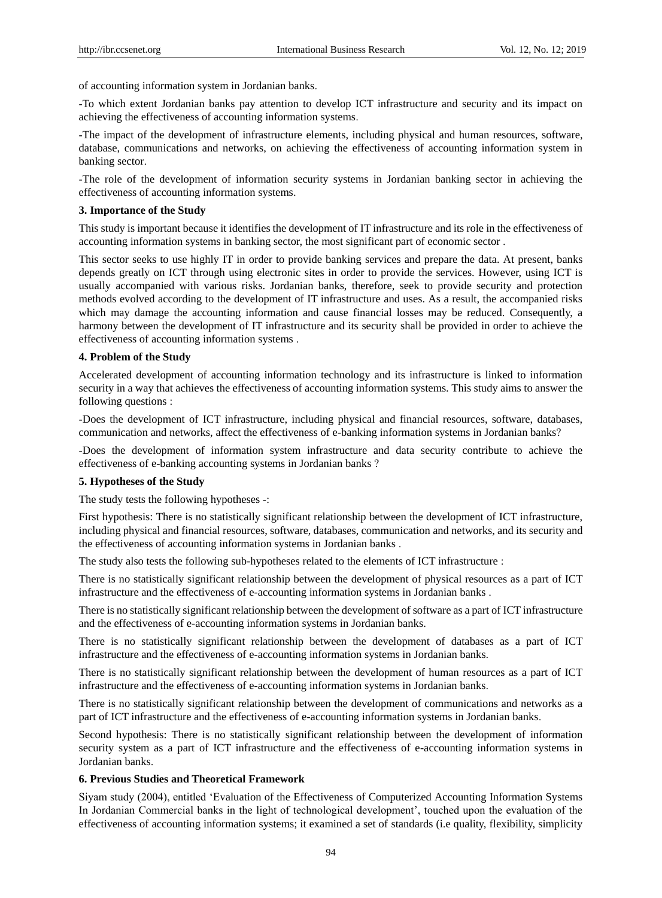of accounting information system in Jordanian banks.

-To which extent Jordanian banks pay attention to develop ICT infrastructure and security and its impact on achieving the effectiveness of accounting information systems.

-The impact of the development of infrastructure elements, including physical and human resources, software, database, communications and networks, on achieving the effectiveness of accounting information system in banking sector.

-The role of the development of information security systems in Jordanian banking sector in achieving the effectiveness of accounting information systems.

**3. Importance of the Study**

This study is important because it identifies the development of IT infrastructure and its role in the effectiveness of accounting information systems in banking sector, the most significant part of economic sector .

This sector seeks to use highly IT in order to provide banking services and prepare the data. At present, banks depends greatly on ICT through using electronic sites in order to provide the services. However, using ICT is usually accompanied with various risks. Jordanian banks, therefore, seek to provide security and protection methods evolved according to the development of IT infrastructure and uses. As a result, the accompanied risks which may damage the accounting information and cause financial losses may be reduced. Consequently, a harmony between the development of IT infrastructure and its security shall be provided in order to achieve the effectiveness of accounting information systems .

**4. Problem of the Study**

Accelerated development of accounting information technology and its infrastructure is linked to information security in a way that achieves the effectiveness of accounting information systems. This study aims to answer the following questions :

-Does the development of ICT infrastructure, including physical and financial resources, software, databases, communication and networks, affect the effectiveness of e-banking information systems in Jordanian banks?

-Does the development of information system infrastructure and data security contribute to achieve the effectiveness of e-banking accounting systems in Jordanian banks ?

**5. Hypotheses of the Study**

The study tests the following hypotheses -:

First hypothesis: There is no statistically significant relationship between the development of ICT infrastructure, including physical and financial resources, software, databases, communication and networks, and its security and the effectiveness of accounting information systems in Jordanian banks .

The study also tests the following sub-hypotheses related to the elements of ICT infrastructure :

There is no statistically significant relationship between the development of physical resources as a part of ICT infrastructure and the effectiveness of e-accounting information systems in Jordanian banks .

There is no statistically significant relationship between the development of software as a part of ICT infrastructure and the effectiveness of e-accounting information systems in Jordanian banks.

There is no statistically significant relationship between the development of databases as a part of ICT infrastructure and the effectiveness of e-accounting information systems in Jordanian banks.

There is no statistically significant relationship between the development of human resources as a part of ICT infrastructure and the effectiveness of e-accounting information systems in Jordanian banks.

There is no statistically significant relationship between the development of communications and networks as a part of ICT infrastructure and the effectiveness of e-accounting information systems in Jordanian banks.

Second hypothesis: There is no statistically significant relationship between the development of information security system as a part of ICT infrastructure and the effectiveness of e-accounting information systems in Jordanian banks.

**6. Previous Studies and Theoretical Framework**

Siyam study (2004), entitled 'Evaluation of the Effectiveness of Computerized Accounting Information Systems In Jordanian Commercial banks in the light of technological development', touched upon the evaluation of the effectiveness of accounting information systems; it examined a set of standards (i.e quality, flexibility, simplicity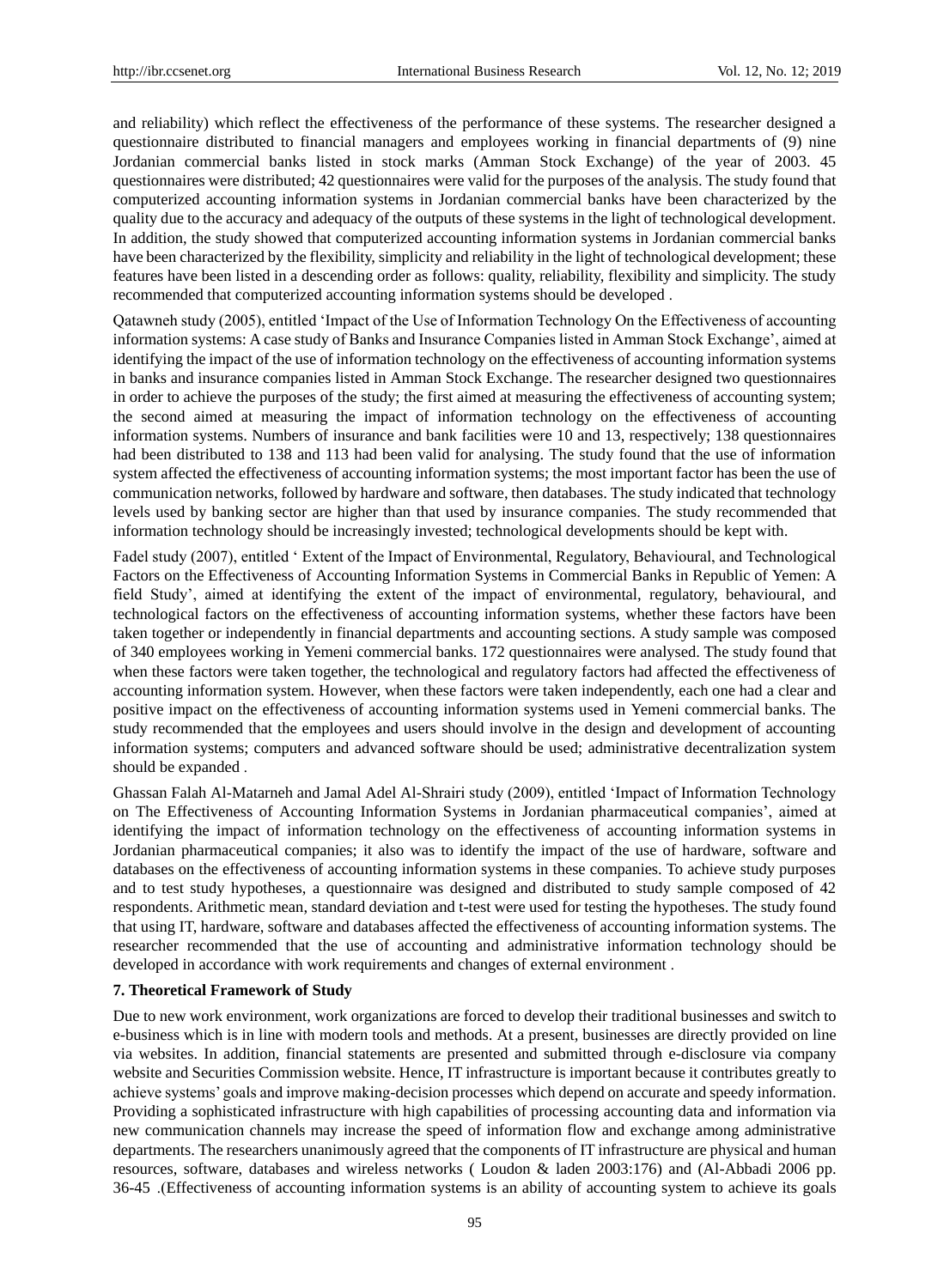and reliability) which reflect the effectiveness of the performance of these systems. The researcher designed a questionnaire distributed to financial managers and employees working in financial departments of (9) nine Jordanian commercial banks listed in stock marks (Amman Stock Exchange) of the year of 2003. 45 questionnaires were distributed; 42 questionnaires were valid for the purposes of the analysis. The study found that computerized accounting information systems in Jordanian commercial banks have been characterized by the quality due to the accuracy and adequacy of the outputs of these systems in the light of technological development. In addition, the study showed that computerized accounting information systems in Jordanian commercial banks have been characterized by the flexibility, simplicity and reliability in the light of technological development; these features have been listed in a descending order as follows: quality, reliability, flexibility and simplicity. The study recommended that computerized accounting information systems should be developed .

Qatawneh study (2005), entitled 'Impact of the Use of Information Technology On the Effectiveness of accounting information systems: A case study of Banks and Insurance Companies listed in Amman Stock Exchange', aimed at identifying the impact of the use of information technology on the effectiveness of accounting information systems in banks and insurance companies listed in Amman Stock Exchange. The researcher designed two questionnaires in order to achieve the purposes of the study; the first aimed at measuring the effectiveness of accounting system; the second aimed at measuring the impact of information technology on the effectiveness of accounting information systems. Numbers of insurance and bank facilities were 10 and 13, respectively; 138 questionnaires had been distributed to 138 and 113 had been valid for analysing. The study found that the use of information system affected the effectiveness of accounting information systems; the most important factor has been the use of communication networks, followed by hardware and software, then databases. The study indicated that technology levels used by banking sector are higher than that used by insurance companies. The study recommended that information technology should be increasingly invested; technological developments should be kept with.

Fadel study (2007), entitled ' Extent of the Impact of Environmental, Regulatory, Behavioural, and Technological Factors on the Effectiveness of Accounting Information Systems in Commercial Banks in Republic of Yemen: A field Study', aimed at identifying the extent of the impact of environmental, regulatory, behavioural, and technological factors on the effectiveness of accounting information systems, whether these factors have been taken together or independently in financial departments and accounting sections. A study sample was composed of 340 employees working in Yemeni commercial banks. 172 questionnaires were analysed. The study found that when these factors were taken together, the technological and regulatory factors had affected the effectiveness of accounting information system. However, when these factors were taken independently, each one had a clear and positive impact on the effectiveness of accounting information systems used in Yemeni commercial banks. The study recommended that the employees and users should involve in the design and development of accounting information systems; computers and advanced software should be used; administrative decentralization system should be expanded .

Ghassan Falah Al-Matarneh and Jamal Adel Al-Shrairi study (2009), entitled 'Impact of Information Technology on The Effectiveness of Accounting Information Systems in Jordanian pharmaceutical companies', aimed at identifying the impact of information technology on the effectiveness of accounting information systems in Jordanian pharmaceutical companies; it also was to identify the impact of the use of hardware, software and databases on the effectiveness of accounting information systems in these companies. To achieve study purposes and to test study hypotheses, a questionnaire was designed and distributed to study sample composed of 42 respondents. Arithmetic mean, standard deviation and t-test were used for testing the hypotheses. The study found that using IT, hardware, software and databases affected the effectiveness of accounting information systems. The researcher recommended that the use of accounting and administrative information technology should be developed in accordance with work requirements and changes of external environment .

**7. Theoretical Framework of Study**

Due to new work environment, work organizations are forced to develop their traditional businesses and switch to e-business which is in line with modern tools and methods. At a present, businesses are directly provided on line via websites. In addition, financial statements are presented and submitted through e-disclosure via company website and Securities Commission website. Hence, IT infrastructure is important because it contributes greatly to achieve systems' goals and improve making-decision processes which depend on accurate and speedy information. Providing a sophisticated infrastructure with high capabilities of processing accounting data and information via new communication channels may increase the speed of information flow and exchange among administrative departments. The researchers unanimously agreed that the components of IT infrastructure are physical and human resources, software, databases and wireless networks ( Loudon & laden 2003:176) and (Al-Abbadi 2006 pp. 36-45 .(Effectiveness of accounting information systems is an ability of accounting system to achieve its goals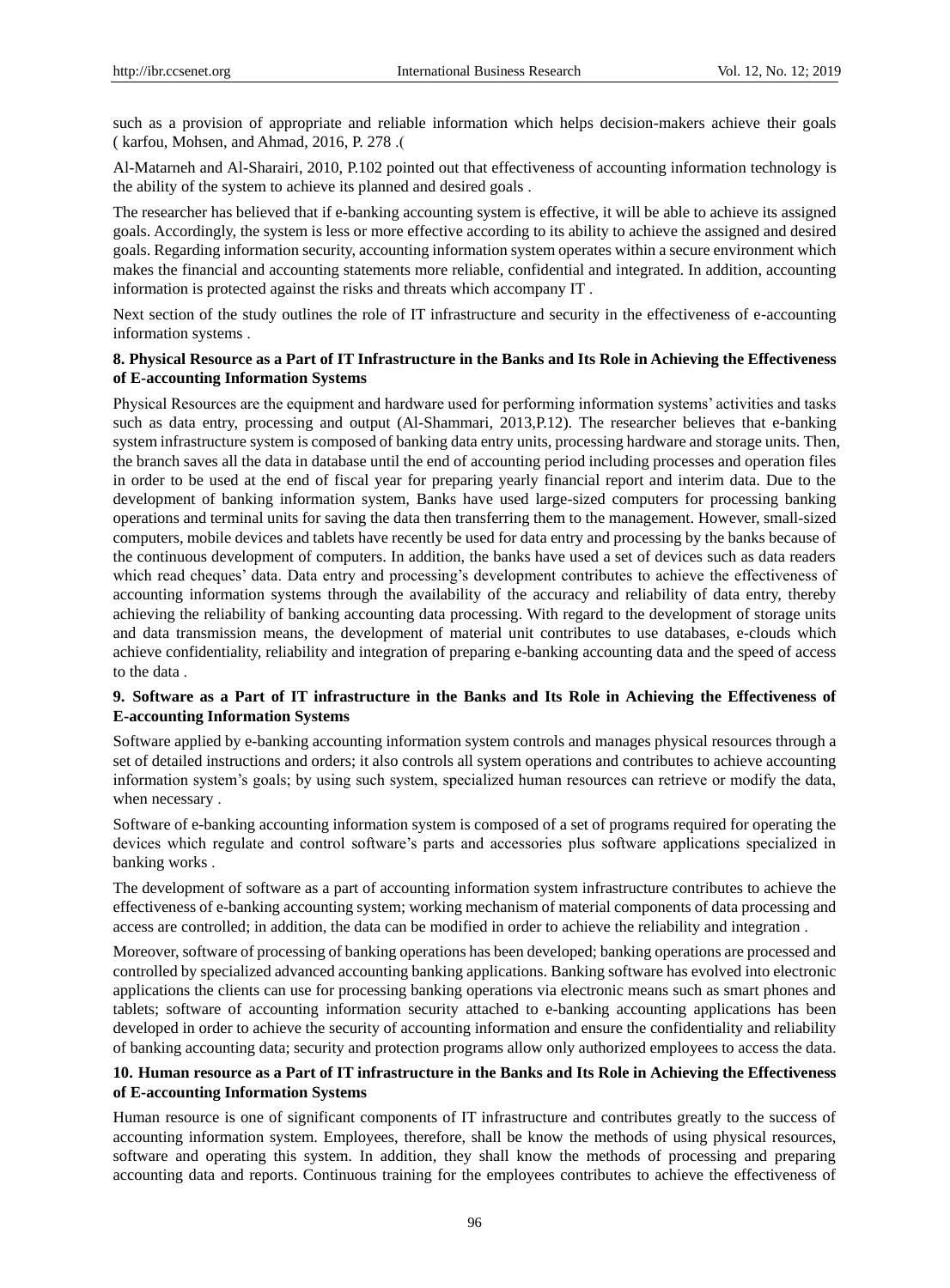such as a provision of appropriate and reliable information which helps decision-makers achieve their goals ( karfou, Mohsen, and Ahmad, 2016, P. 278 .(

Al-Matarneh and Al-Sharairi, 2010, P.102 pointed out that effectiveness of accounting information technology is the ability of the system to achieve its planned and desired goals .

The researcher has believed that if e-banking accounting system is effective, it will be able to achieve its assigned goals. Accordingly, the system is less or more effective according to its ability to achieve the assigned and desired goals. Regarding information security, accounting information system operates within a secure environment which makes the financial and accounting statements more reliable, confidential and integrated. In addition, accounting information is protected against the risks and threats which accompany IT .

Next section of the study outlines the role of IT infrastructure and security in the effectiveness of e-accounting information systems .

### 8. Physical Resource as a Part of IT Infrastructure in the Banks and Its Role in Achieving the Effectiveness of E-accounting Information Systems

Physical Resources are the equipment and hardware used for performing information systems' activities and tasks such as data entry, processing and output (Al-Shammari, 2013,P.12). The researcher believes that e-banking system infrastructure system is composed of banking data entry units, processing hardware and storage units. Then, the branch saves all the data in database until the end of accounting period including processes and operation files in order to be used at the end of fiscal year for preparing yearly financial report and interim data. Due to the development of banking information system, Banks have used large-sized computers for processing banking operations and terminal units for saving the data then transferring them to the management. However, small-sized computers, mobile devices and tablets have recently be used for data entry and processing by the banks because of the continuous development of computers. In addition, the banks have used a set of devices such as data readers which read cheques' data. Data entry and processing's development contributes to achieve the effectiveness of accounting information systems through the availability of the accuracy and reliability of data entry, thereby achieving the reliability of banking accounting data processing. With regard to the development of storage units and data transmission means, the development of material unit contributes to use databases, e-clouds which achieve confidentiality, reliability and integration of preparing e-banking accounting data and the speed of access to the data .

### 9. Software as a Part of IT infrastructure in the Banks and Its Role in Achieving the Effectiveness of E-accounting Information Systems

Software applied by e-banking accounting information system controls and manages physical resources through a set of detailed instructions and orders; it also controls all system operations and contributes to achieve accounting information system's goals; by using such system, specialized human resources can retrieve or modify the data, when necessary .

Software of e-banking accounting information system is composed of a set of programs required for operating the devices which regulate and control software's parts and accessories plus software applications specialized in banking works .

The development of software as a part of accounting information system infrastructure contributes to achieve the effectiveness of e-banking accounting system; working mechanism of material components of data processing and access are controlled; in addition, the data can be modified in order to achieve the reliability and integration .

Moreover, software of processing of banking operations has been developed; banking operations are processed and controlled by specialized advanced accounting banking applications. Banking software has evolved into electronic applications the clients can use for processing banking operations via electronic means such as smart phones and tablets; software of accounting information security attached to e-banking accounting applications has been developed in order to achieve the security of accounting information and ensure the confidentiality and reliability of banking accounting data; security and protection programs allow only authorized employees to access the data.

### 10. Human resource as a Part of IT infrastructure in the Banks and Its Role in Achieving the Effectiveness of E-accounting Information Systems

Human resource is one of significant components of IT infrastructure and contributes greatly to the success of accounting information system. Employees, therefore, shall be know the methods of using physical resources, software and operating this system. In addition, they shall know the methods of processing and preparing accounting data and reports. Continuous training for the employees contributes to achieve the effectiveness of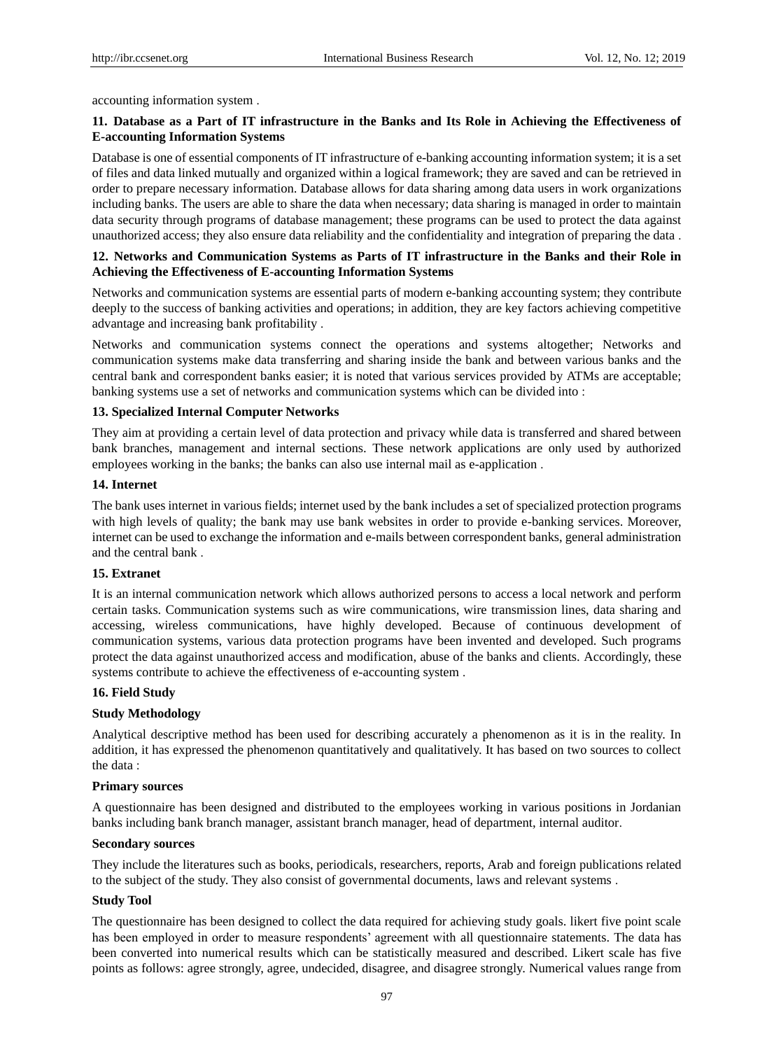accounting information system .

## 11. Database as a Part of IT infrastructure in the Banks and Its Role in Achieving the Effectiveness of E-accounting Information Systems

Database is one of essential components of IT infrastructure of e-banking accounting information system; it is a set of files and data linked mutually and organized within a logical framework; they are saved and can be retrieved in order to prepare necessary information. Database allows for data sharing among data users in work organizations including banks. The users are able to share the data when necessary; data sharing is managed in order to maintain data security through programs of database management; these programs can be used to protect the data against unauthorized access; they also ensure data reliability and the confidentiality and integration of preparing the data .

## 12. Networks and Communication Systems as Parts of IT infrastructure in the Banks and their Role in Achieving the Effectiveness of E-accounting Information Systems

Networks and communication systems are essential parts of modern e-banking accounting system; they contribute deeply to the success of banking activities and operations; in addition, they are key factors achieving competitive advantage and increasing bank profitability .

Networks and communication systems connect the operations and systems altogether; Networks and communication systems make data transferring and sharing inside the bank and between various banks and the central bank and correspondent banks easier; it is noted that various services provided by ATMs are acceptable; banking systems use a set of networks and communication systems which can be divided into :

## 13. Specialized Internal Computer Networks

They aim at providing a certain level of data protection and privacy while data is transferred and shared between bank branches, management and internal sections. These network applications are only used by authorized employees working in the banks; the banks can also use internal mail as e-application .

## 14. Internet

The bank uses internet in various fields; internet used by the bank includes a set of specialized protection programs with high levels of quality; the bank may use bank websites in order to provide e-banking services. Moreover, internet can be used to exchange the information and e-mails between correspondent banks, general administration and the central bank .

## 15. Extranet

It is an internal communication network which allows authorized persons to access a local network and perform certain tasks. Communication systems such as wire communications, wire transmission lines, data sharing and accessing, wireless communications, have highly developed. Because of continuous development of communication systems, various data protection programs have been invented and developed. Such programs protect the data against unauthorized access and modification, abuse of the banks and clients. Accordingly, these systems contribute to achieve the effectiveness of e-accounting system .

## 16. Field Study

### Study Methodology

Analytical descriptive method has been used for describing accurately a phenomenon as it is in the reality. In addition, it has expressed the phenomenon quantitatively and qualitatively. It has based on two sources to collect the data :

### Primary sources

A questionnaire has been designed and distributed to the employees working in various positions in Jordanian banks including bank branch manager, assistant branch manager, head of department, internal auditor.

### Secondary sources

They include the literatures such as books, periodicals, researchers, reports, Arab and foreign publications related to the subject of the study. They also consist of governmental documents, laws and relevant systems .

### Study Tool

The questionnaire has been designed to collect the data required for achieving study goals. likert five point scale has been employed in order to measure respondents' agreement with all questionnaire statements. The data has been converted into numerical results which can be statistically measured and described. Likert scale has five points as follows: agree strongly, agree, undecided, disagree, and disagree strongly. Numerical values range from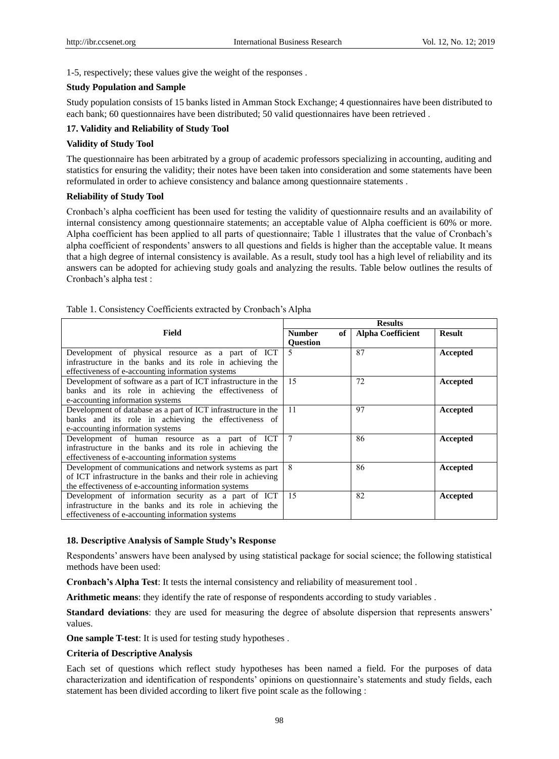1-5, respectively; these values give the weight of the responses .

**Study Population and Sample**

Study population consists of 15 banks listed in Amman Stock Exchange; 4 questionnaires have been distributed to each bank; 60 questionnaires have been distributed; 50 valid questionnaires have been retrieved .

### 17. Validity and Reliability of Study Tool

**Validity of Study Tool**

The questionnaire has been arbitrated by a group of academic professors specializing in accounting, auditing and statistics for ensuring the validity; their notes have been taken into consideration and some statements have been reformulated in order to achieve consistency and balance among questionnaire statements .

**Reliability of Study Tool**

Cronbach's alpha coefficient has been used for testing the validity of questionnaire results and an availability of internal consistency among questionnaire statements; an acceptable value of Alpha coefficient is 60% or more. Alpha coefficient has been applied to all parts of questionnaire; Table 1 illustrates that the value of Cronbach's alpha coefficient of respondents' answers to all questions and fields is higher than the acceptable value. It means that a high degree of internal consistency is available. As a result, study tool has a high level of reliability and its answers can be adopted for achieving study goals and analyzing the results. Table below outlines the results of Cronbach's alpha test :

Table 1. Consistency Coefficients extracted by Cronbach's Alpha

| Field | Results | | |
|---|---|---|---|
| | **Number of Question** | **Alpha Coefficient** | **Result** |
| Development of physical resource as a part of ICT infrastructure in the banks and its role in achieving the effectiveness of e-accounting information systems | 5 | 87 | **Accepted** |
| Development of software as a part of ICT infrastructure in the banks and its role in achieving the effectiveness of e-accounting information systems | 15 | 72 | **Accepted** |
| Development of database as a part of ICT infrastructure in the banks and its role in achieving the effectiveness of e-accounting information systems | 11 | 97 | **Accepted** |
| Development of human resource as a part of ICT infrastructure in the banks and its role in achieving the effectiveness of e-accounting information systems | 7 | 86 | **Accepted** |
| Development of communications and network systems as part of ICT infrastructure in the banks and their role in achieving the effectiveness of e-accounting information systems | 8 | 86 | **Accepted** |
| Development of information security as a part of ICT infrastructure in the banks and its role in achieving the effectiveness of e-accounting information systems | 15 | 82 | **Accepted** |

### 18. Descriptive Analysis of Sample Study's Response

Respondents' answers have been analysed by using statistical package for social science; the following statistical methods have been used:

**Cronbach's Alpha Test**: It tests the internal consistency and reliability of measurement tool .

**Arithmetic means**: they identify the rate of response of respondents according to study variables .

**Standard deviations**: they are used for measuring the degree of absolute dispersion that represents answers' values.

**One sample T-test**: It is used for testing study hypotheses .

**Criteria of Descriptive Analysis**

Each set of questions which reflect study hypotheses has been named a field. For the purposes of data characterization and identification of respondents' opinions on questionnaire's statements and study fields, each statement has been divided according to likert five point scale as the following :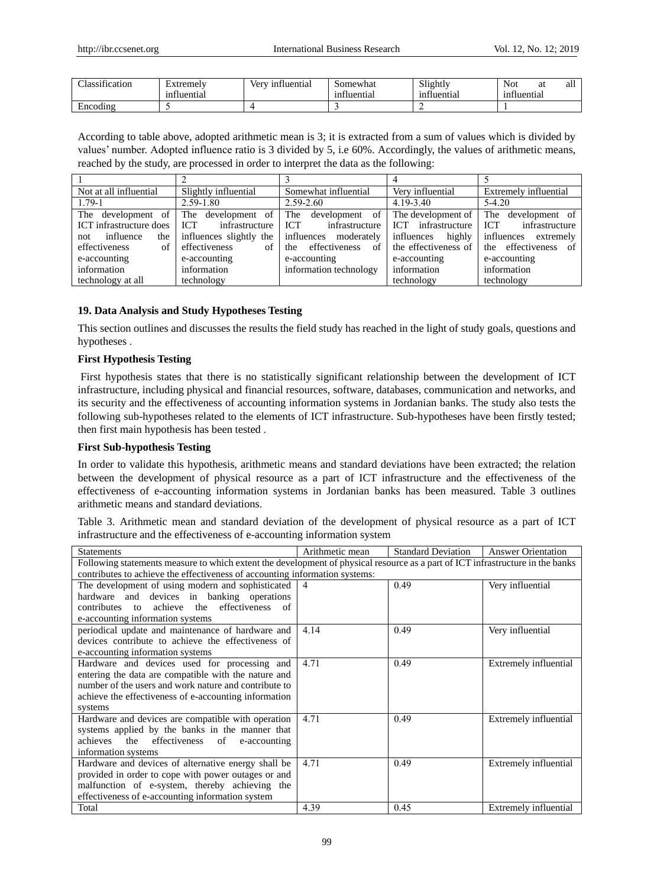| Classification | Extremely influential | Very influential | Somewhat influential | Slightly influential | Not at all influential |
|---|---|---|---|---|---|
| Encoding | 5 | 4 | 3 | 2 | 1 |

According to table above, adopted arithmetic mean is 3; it is extracted from a sum of values which is divided by values' number. Adopted influence ratio is 3 divided by 5, i.e 60%. Accordingly, the values of arithmetic means, reached by the study, are processed in order to interpret the data as the following:

| 1 | 2 | 3 | 4 | 5 |
|---|---|---|---|---|
| Not at all influential | Slightly influential | Somewhat influential | Very influential | Extremely influential |
| 1.79-1 | 2.59-1.80 | 2.59-2.60 | 4.19-3.40 | 5-4.20 |
| The development of ICT infrastructure does not influence the effectiveness of e-accounting information technology at all | The development of ICT infrastructure influences slightly the effectiveness of e-accounting information technology | The development of ICT infrastructure influences moderately the effectiveness of e-accounting information technology | The development of ICT infrastructure influences highly the effectiveness of e-accounting information technology | The development of ICT infrastructure influences extremely the effectiveness of e-accounting information technology |

## 19. Data Analysis and Study Hypotheses Testing

This section outlines and discusses the results the field study has reached in the light of study goals, questions and hypotheses .

**First Hypothesis Testing**

First hypothesis states that there is no statistically significant relationship between the development of ICT infrastructure, including physical and financial resources, software, databases, communication and networks, and its security and the effectiveness of accounting information systems in Jordanian banks. The study also tests the following sub-hypotheses related to the elements of ICT infrastructure. Sub-hypotheses have been firstly tested; then first main hypothesis has been tested .

**First Sub-hypothesis Testing**

In order to validate this hypothesis, arithmetic means and standard deviations have been extracted; the relation between the development of physical resource as a part of ICT infrastructure and the effectiveness of the effectiveness of e-accounting information systems in Jordanian banks has been measured. Table 3 outlines arithmetic means and standard deviations.

Table 3. Arithmetic mean and standard deviation of the development of physical resource as a part of ICT infrastructure and the effectiveness of e-accounting information system

| Statements | Arithmetic mean | Standard Deviation | Answer Orientation |
|---|---|---|---|
| Following statements measure to which extent the development of physical resource as a part of ICT infrastructure in the banks contributes to achieve the effectiveness of accounting information systems: | | | |
| The development of using modern and sophisticated hardware and devices in banking operations contributes to achieve the effectiveness of e-accounting information systems | 4 | 0.49 | Very influential |
| periodical update and maintenance of hardware and devices contribute to achieve the effectiveness of e-accounting information systems | 4.14 | 0.49 | Very influential |
| Hardware and devices used for processing and entering the data are compatible with the nature and number of the users and work nature and contribute to achieve the effectiveness of e-accounting information systems | 4.71 | 0.49 | Extremely influential |
| Hardware and devices are compatible with operation systems applied by the banks in the manner that achieves the effectiveness of e-accounting information systems | 4.71 | 0.49 | Extremely influential |
| Hardware and devices of alternative energy shall be provided in order to cope with power outages or and malfunction of e-system, thereby achieving the effectiveness of e-accounting information system | 4.71 | 0.49 | Extremely influential |
| Total | 4.39 | 0.45 | Extremely influential |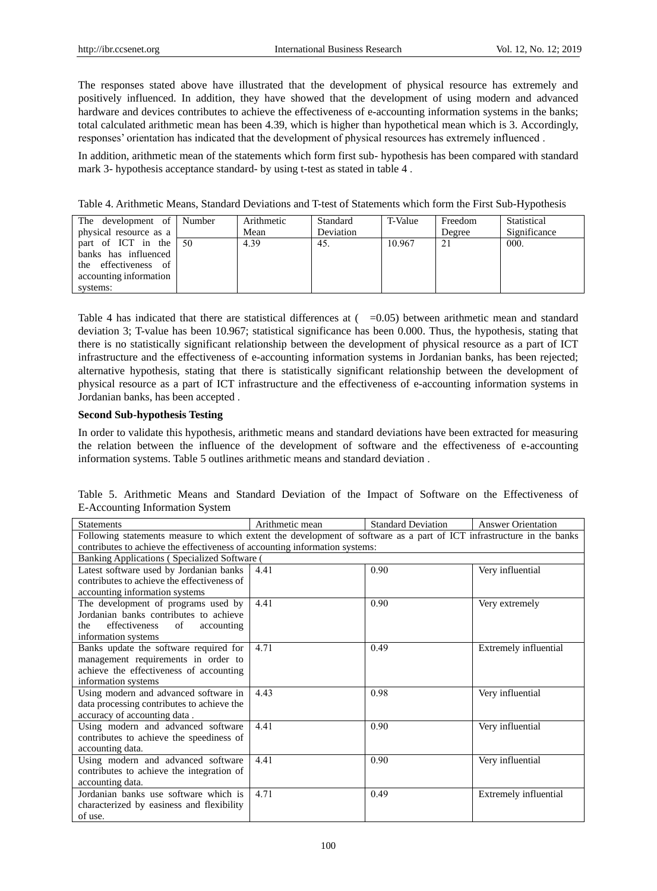The responses stated above have illustrated that the development of physical resource has extremely and positively influenced. In addition, they have showed that the development of using modern and advanced hardware and devices contributes to achieve the effectiveness of e-accounting information systems in the banks; total calculated arithmetic mean has been 4.39, which is higher than hypothetical mean which is 3. Accordingly, responses' orientation has indicated that the development of physical resources has extremely influenced .

In addition, arithmetic mean of the statements which form first sub- hypothesis has been compared with standard mark 3- hypothesis acceptance standard- by using t-test as stated in table 4 .

Table 4. Arithmetic Means, Standard Deviations and T-test of Statements which form the First Sub-Hypothesis

| The development of physical resource as a part of ICT in the banks has influenced the effectiveness of accounting information systems: | Number | Arithmetic Mean | Standard Deviation | T-Value | Freedom Degree | Statistical Significance |
|---|---|---|---|---|---|---|
| | 50 | 4.39 | 45. | 10.967 | 21 | 000. |

Table 4 has indicated that there are statistical differences at ( =0.05) between arithmetic mean and standard deviation 3; T-value has been 10.967; statistical significance has been 0.000. Thus, the hypothesis, stating that there is no statistically significant relationship between the development of physical resource as a part of ICT infrastructure and the effectiveness of e-accounting information systems in Jordanian banks, has been rejected; alternative hypothesis, stating that there is statistically significant relationship between the development of physical resource as a part of ICT infrastructure and the effectiveness of e-accounting information systems in Jordanian banks, has been accepted .

**Second Sub-hypothesis Testing**

In order to validate this hypothesis, arithmetic means and standard deviations have been extracted for measuring the relation between the influence of the development of software and the effectiveness of e-accounting information systems. Table 5 outlines arithmetic means and standard deviation .

Table 5. Arithmetic Means and Standard Deviation of the Impact of Software on the Effectiveness of E-Accounting Information System

| Statements | Arithmetic mean | Standard Deviation | Answer Orientation |
|---|---|---|---|
| Following statements measure to which extent the development of software as a part of ICT infrastructure in the banks contributes to achieve the effectiveness of accounting information systems: | | | |
| Banking Applications ( Specialized Software ( | | | |
| Latest software used by Jordanian banks contributes to achieve the effectiveness of accounting information systems | 4.41 | 0.90 | Very influential |
| The development of programs used by Jordanian banks contributes to achieve the effectiveness of accounting information systems | 4.41 | 0.90 | Very extremely |
| Banks update the software required for management requirements in order to achieve the effectiveness of accounting information systems | 4.71 | 0.49 | Extremely influential |
| Using modern and advanced software in data processing contributes to achieve the accuracy of accounting data . | 4.43 | 0.98 | Very influential |
| Using modern and advanced software contributes to achieve the speediness of accounting data. | 4.41 | 0.90 | Very influential |
| Using modern and advanced software contributes to achieve the integration of accounting data. | 4.41 | 0.90 | Very influential |
| Jordanian banks use software which is characterized by easiness and flexibility of use. | 4.71 | 0.49 | Extremely influential |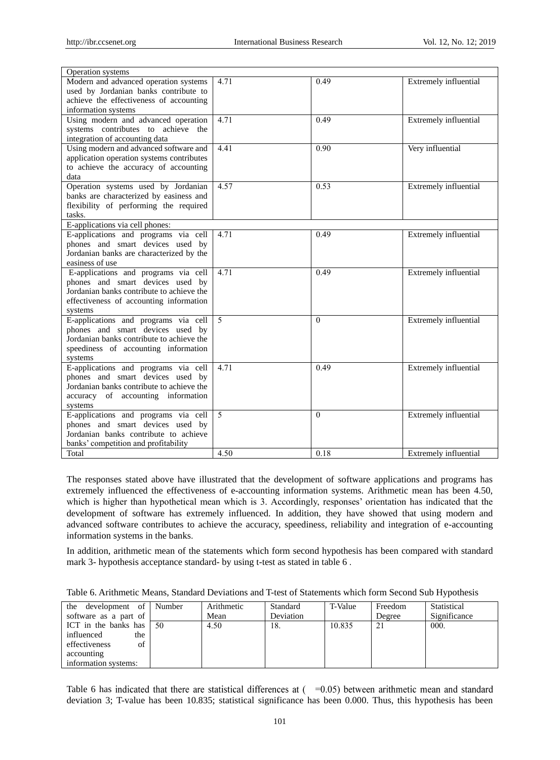| | | | |
|---|---|---|---|
| Operation systems | | | |
| Modern and advanced operation systems used by Jordanian banks contribute to achieve the effectiveness of accounting information systems | 4.71 | 0.49 | Extremely influential |
| Using modern and advanced operation systems contributes to achieve the integration of accounting data | 4.71 | 0.49 | Extremely influential |
| Using modern and advanced software and application operation systems contributes to achieve the accuracy of accounting data | 4.41 | 0.90 | Very influential |
| Operation systems used by Jordanian banks are characterized by easiness and flexibility of performing the required tasks. | 4.57 | 0.53 | Extremely influential |
| E-applications via cell phones: | | | |
| E-applications and programs via cell phones and smart devices used by Jordanian banks are characterized by the easiness of use | 4.71 | 0.49 | Extremely influential |
| E-applications and programs via cell phones and smart devices used by Jordanian banks contribute to achieve the effectiveness of accounting information systems | 4.71 | 0.49 | Extremely influential |
| E-applications and programs via cell phones and smart devices used by Jordanian banks contribute to achieve the speediness of accounting information systems | 5 | 0 | Extremely influential |
| E-applications and programs via cell phones and smart devices used by Jordanian banks contribute to achieve the accuracy of accounting information systems | 4.71 | 0.49 | Extremely influential |
| E-applications and programs via cell phones and smart devices used by Jordanian banks contribute to achieve banks' competition and profitability | 5 | 0 | Extremely influential |
| Total | 4.50 | 0.18 | Extremely influential |

The responses stated above have illustrated that the development of software applications and programs has extremely influenced the effectiveness of e-accounting information systems. Arithmetic mean has been 4.50, which is higher than hypothetical mean which is 3. Accordingly, responses' orientation has indicated that the development of software has extremely influenced. In addition, they have showed that using modern and advanced software contributes to achieve the accuracy, speediness, reliability and integration of e-accounting information systems in the banks.

In addition, arithmetic mean of the statements which form second hypothesis has been compared with standard mark 3- hypothesis acceptance standard- by using t-test as stated in table 6 .

Table 6. Arithmetic Means, Standard Deviations and T-test of Statements which form Second Sub Hypothesis

| the development of software as a part of | Number | Arithmetic Mean | Standard Deviation | T-Value | Freedom Degree | Statistical Significance |
|---|---|---|---|---|---|---|
| ICT in the banks has influenced the effectiveness of accounting information systems: | 50 | 4.50 | 18. | 10.835 | 21 | 000. |

Table 6 has indicated that there are statistical differences at ( =0.05) between arithmetic mean and standard deviation 3; T-value has been 10.835; statistical significance has been 0.000. Thus, this hypothesis has been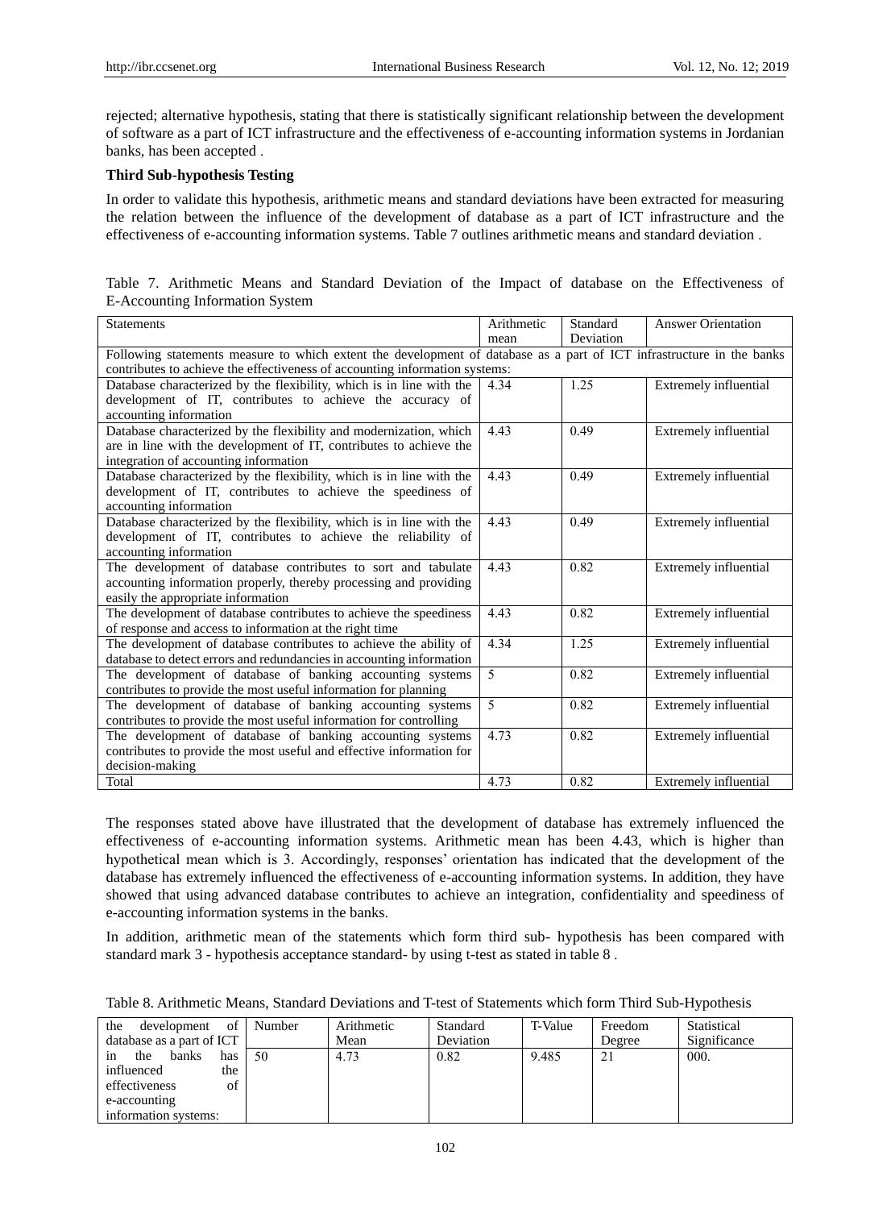rejected; alternative hypothesis, stating that there is statistically significant relationship between the development of software as a part of ICT infrastructure and the effectiveness of e-accounting information systems in Jordanian banks, has been accepted .

**Third Sub-hypothesis Testing**

In order to validate this hypothesis, arithmetic means and standard deviations have been extracted for measuring the relation between the influence of the development of database as a part of ICT infrastructure and the effectiveness of e-accounting information systems. Table 7 outlines arithmetic means and standard deviation .

Table 7. Arithmetic Means and Standard Deviation of the Impact of database on the Effectiveness of E-Accounting Information System

| Statements | Arithmetic mean | Standard Deviation | Answer Orientation |
|---|---|---|---|
| Following statements measure to which extent the development of database as a part of ICT infrastructure in the banks contributes to achieve the effectiveness of accounting information systems: | | | |
| Database characterized by the flexibility, which is in line with the development of IT, contributes to achieve the accuracy of accounting information | 4.34 | 1.25 | Extremely influential |
| Database characterized by the flexibility and modernization, which are in line with the development of IT, contributes to achieve the integration of accounting information | 4.43 | 0.49 | Extremely influential |
| Database characterized by the flexibility, which is in line with the development of IT, contributes to achieve the speediness of accounting information | 4.43 | 0.49 | Extremely influential |
| Database characterized by the flexibility, which is in line with the development of IT, contributes to achieve the reliability of accounting information | 4.43 | 0.49 | Extremely influential |
| The development of database contributes to sort and tabulate accounting information properly, thereby processing and providing easily the appropriate information | 4.43 | 0.82 | Extremely influential |
| The development of database contributes to achieve the speediness of response and access to information at the right time | 4.43 | 0.82 | Extremely influential |
| The development of database contributes to achieve the ability of database to detect errors and redundancies in accounting information | 4.34 | 1.25 | Extremely influential |
| The development of database of banking accounting systems contributes to provide the most useful information for planning | 5 | 0.82 | Extremely influential |
| The development of database of banking accounting systems contributes to provide the most useful information for controlling | 5 | 0.82 | Extremely influential |
| The development of database of banking accounting systems contributes to provide the most useful and effective information for decision-making | 4.73 | 0.82 | Extremely influential |
| Total | 4.73 | 0.82 | Extremely influential |

The responses stated above have illustrated that the development of database has extremely influenced the effectiveness of e-accounting information systems. Arithmetic mean has been 4.43, which is higher than hypothetical mean which is 3. Accordingly, responses' orientation has indicated that the development of the database has extremely influenced the effectiveness of e-accounting information systems. In addition, they have showed that using advanced database contributes to achieve an integration, confidentiality and speediness of e-accounting information systems in the banks.

In addition, arithmetic mean of the statements which form third sub- hypothesis has been compared with standard mark 3 - hypothesis acceptance standard- by using t-test as stated in table 8 .

Table 8. Arithmetic Means, Standard Deviations and T-test of Statements which form Third Sub-Hypothesis

| the development of database as a part of ICT | Number | Arithmetic Mean | Standard Deviation | T-Value | Freedom Degree | Statistical Significance |
|---|---|---|---|---|---|---|
| in the banks has influenced the effectiveness of e-accounting information systems: | 50 | 4.73 | 0.82 | 9.485 | 21 | 000. |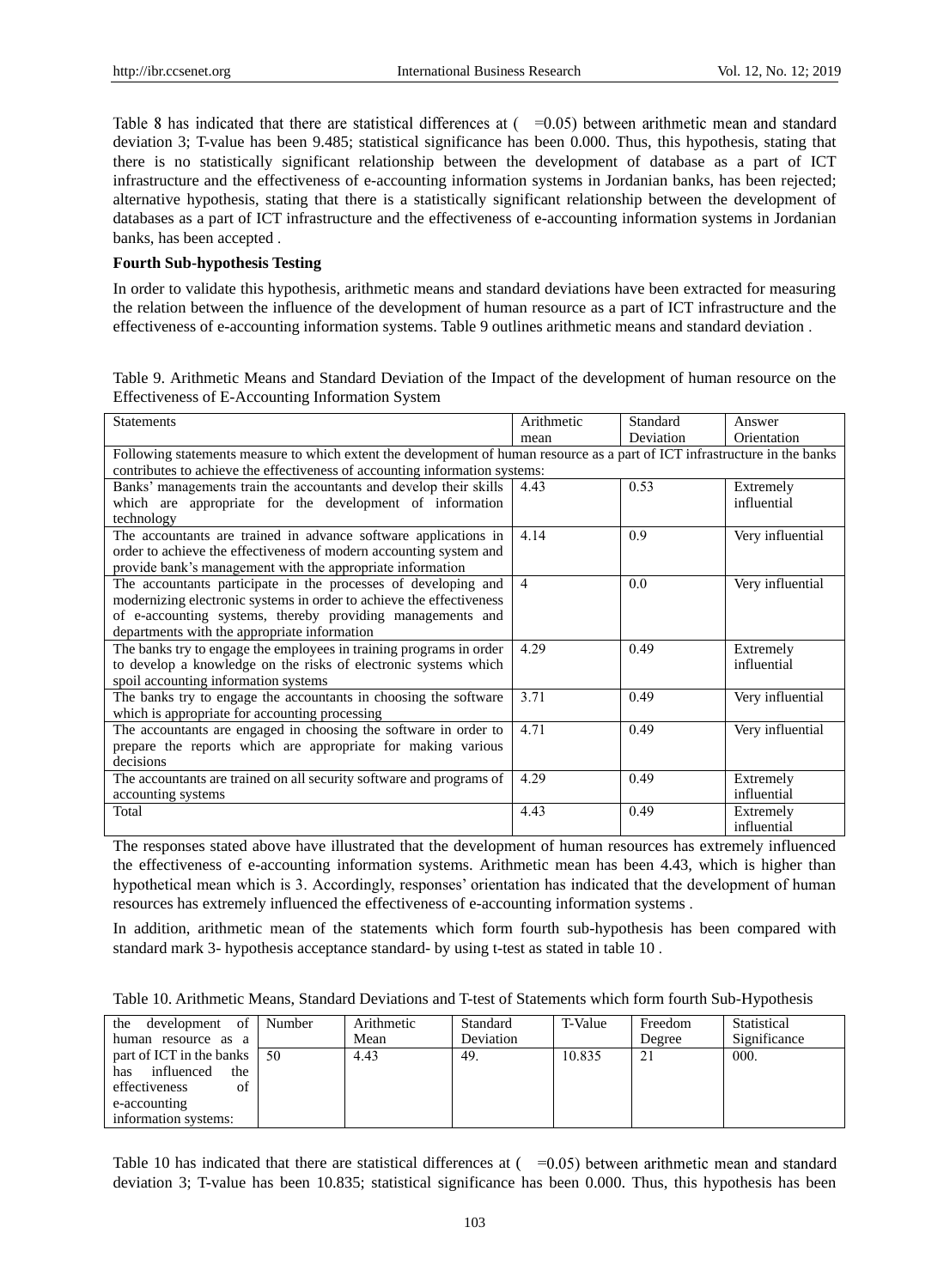Table 8 has indicated that there are statistical differences at ( =0.05) between arithmetic mean and standard deviation 3; T-value has been 9.485; statistical significance has been 0.000. Thus, this hypothesis, stating that there is no statistically significant relationship between the development of database as a part of ICT infrastructure and the effectiveness of e-accounting information systems in Jordanian banks, has been rejected; alternative hypothesis, stating that there is a statistically significant relationship between the development of databases as a part of ICT infrastructure and the effectiveness of e-accounting information systems in Jordanian banks, has been accepted .

**Fourth Sub-hypothesis Testing**

In order to validate this hypothesis, arithmetic means and standard deviations have been extracted for measuring the relation between the influence of the development of human resource as a part of ICT infrastructure and the effectiveness of e-accounting information systems. Table 9 outlines arithmetic means and standard deviation .

Table 9. Arithmetic Means and Standard Deviation of the Impact of the development of human resource on the Effectiveness of E-Accounting Information System

| Statements | Arithmetic mean | Standard Deviation | Answer Orientation |
|---|---|---|---|
| Following statements measure to which extent the development of human resource as a part of ICT infrastructure in the banks contributes to achieve the effectiveness of accounting information systems: | | | |
| Banks' managements train the accountants and develop their skills which are appropriate for the development of information technology | 4.43 | 0.53 | Extremely influential |
| The accountants are trained in advance software applications in order to achieve the effectiveness of modern accounting system and provide bank's management with the appropriate information | 4.14 | 0.9 | Very influential |
| The accountants participate in the processes of developing and modernizing electronic systems in order to achieve the effectiveness of e-accounting systems, thereby providing managements and departments with the appropriate information | 4 | 0.0 | Very influential |
| The banks try to engage the employees in training programs in order to develop a knowledge on the risks of electronic systems which spoil accounting information systems | 4.29 | 0.49 | Extremely influential |
| The banks try to engage the accountants in choosing the software which is appropriate for accounting processing | 3.71 | 0.49 | Very influential |
| The accountants are engaged in choosing the software in order to prepare the reports which are appropriate for making various decisions | 4.71 | 0.49 | Very influential |
| The accountants are trained on all security software and programs of accounting systems | 4.29 | 0.49 | Extremely influential |
| Total | 4.43 | 0.49 | Extremely influential |

The responses stated above have illustrated that the development of human resources has extremely influenced the effectiveness of e-accounting information systems. Arithmetic mean has been 4.43, which is higher than hypothetical mean which is 3. Accordingly, responses' orientation has indicated that the development of human resources has extremely influenced the effectiveness of e-accounting information systems .

In addition, arithmetic mean of the statements which form fourth sub-hypothesis has been compared with standard mark 3- hypothesis acceptance standard- by using t-test as stated in table 10 .

Table 10. Arithmetic Means, Standard Deviations and T-test of Statements which form fourth Sub-Hypothesis

| the development of human resource as a part of ICT in the banks has influenced the effectiveness of e-accounting information systems: | Number | Arithmetic Mean | Standard Deviation | T-Value | Freedom Degree | Statistical Significance |
|---|---|---|---|---|---|---|
| | 50 | 4.43 | 49. | 10.835 | 21 | 000. |

Table 10 has indicated that there are statistical differences at ( =0.05) between arithmetic mean and standard deviation 3; T-value has been 10.835; statistical significance has been 0.000. Thus, this hypothesis has been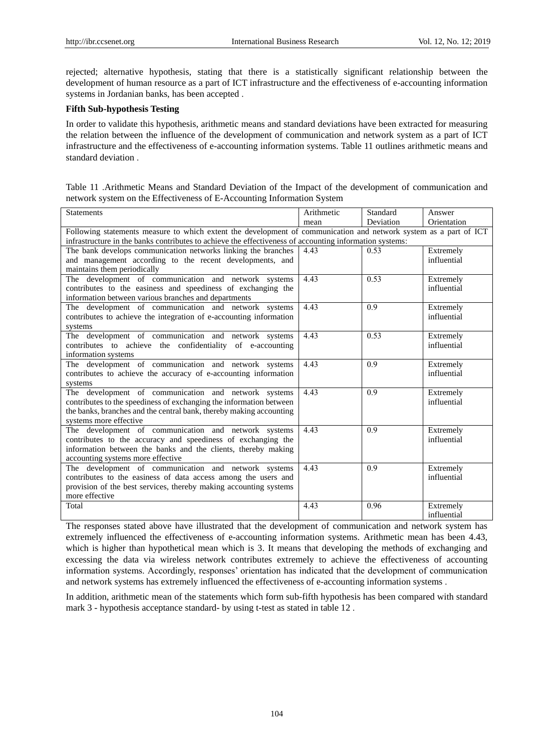rejected; alternative hypothesis, stating that there is a statistically significant relationship between the development of human resource as a part of ICT infrastructure and the effectiveness of e-accounting information systems in Jordanian banks, has been accepted .

**Fifth Sub-hypothesis Testing**

In order to validate this hypothesis, arithmetic means and standard deviations have been extracted for measuring the relation between the influence of the development of communication and network system as a part of ICT infrastructure and the effectiveness of e-accounting information systems. Table 11 outlines arithmetic means and standard deviation .

Table 11 .Arithmetic Means and Standard Deviation of the Impact of the development of communication and network system on the Effectiveness of E-Accounting Information System

| Statements | Arithmetic mean | Standard Deviation | Answer Orientation |
|---|---|---|---|
| Following statements measure to which extent the development of communication and network system as a part of ICT infrastructure in the banks contributes to achieve the effectiveness of accounting information systems: | | | |
| The bank develops communication networks linking the branches and management according to the recent developments, and maintains them periodically | 4.43 | 0.53 | Extremely influential |
| The development of communication and network systems contributes to the easiness and speediness of exchanging the information between various branches and departments | 4.43 | 0.53 | Extremely influential |
| The development of communication and network systems contributes to achieve the integration of e-accounting information systems | 4.43 | 0.9 | Extremely influential |
| The development of communication and network systems contributes to achieve the confidentiality of e-accounting information systems | 4.43 | 0.53 | Extremely influential |
| The development of communication and network systems contributes to achieve the accuracy of e-accounting information systems | 4.43 | 0.9 | Extremely influential |
| The development of communication and network systems contributes to the speediness of exchanging the information between the banks, branches and the central bank, thereby making accounting systems more effective | 4.43 | 0.9 | Extremely influential |
| The development of communication and network systems contributes to the accuracy and speediness of exchanging the information between the banks and the clients, thereby making accounting systems more effective | 4.43 | 0.9 | Extremely influential |
| The development of communication and network systems contributes to the easiness of data access among the users and provision of the best services, thereby making accounting systems more effective | 4.43 | 0.9 | Extremely influential |
| Total | 4.43 | 0.96 | Extremely influential |

The responses stated above have illustrated that the development of communication and network system has extremely influenced the effectiveness of e-accounting information systems. Arithmetic mean has been 4.43, which is higher than hypothetical mean which is 3. It means that developing the methods of exchanging and excessing the data via wireless network contributes extremely to achieve the effectiveness of accounting information systems. Accordingly, responses' orientation has indicated that the development of communication and network systems has extremely influenced the effectiveness of e-accounting information systems .

In addition, arithmetic mean of the statements which form sub-fifth hypothesis has been compared with standard mark 3 - hypothesis acceptance standard- by using t-test as stated in table 12 .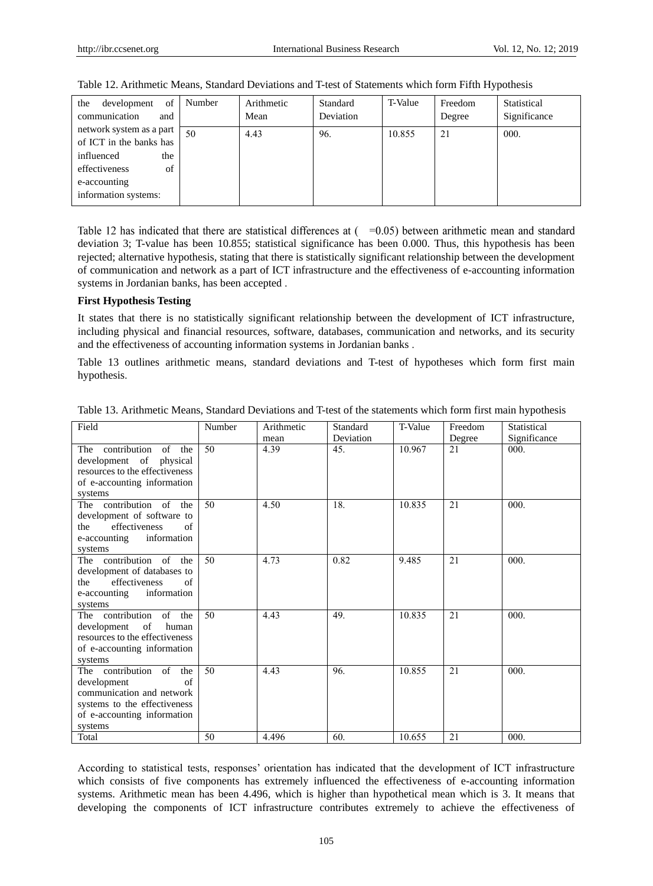Table 12. Arithmetic Means, Standard Deviations and T-test of Statements which form Fifth Hypothesis

| the development of communication and network system as a part of ICT in the banks has influenced the effectiveness of e-accounting information systems: | Number | Arithmetic Mean | Standard Deviation | T-Value | Freedom Degree | Statistical Significance |
|---|---|---|---|---|---|---|
| | 50 | 4.43 | 96. | 10.855 | 21 | 000. |

Table 12 has indicated that there are statistical differences at (  =0.05) between arithmetic mean and standard deviation 3; T-value has been 10.855; statistical significance has been 0.000. Thus, this hypothesis has been rejected; alternative hypothesis, stating that there is statistically significant relationship between the development of communication and network as a part of ICT infrastructure and the effectiveness of e-accounting information systems in Jordanian banks, has been accepted .

**First Hypothesis Testing**

It states that there is no statistically significant relationship between the development of ICT infrastructure, including physical and financial resources, software, databases, communication and networks, and its security and the effectiveness of accounting information systems in Jordanian banks .

Table 13 outlines arithmetic means, standard deviations and T-test of hypotheses which form first main hypothesis.

Table 13. Arithmetic Means, Standard Deviations and T-test of the statements which form first main hypothesis

| Field | Number | Arithmetic mean | Standard Deviation | T-Value | Freedom Degree | Statistical Significance |
|---|---|---|---|---|---|---|
| The contribution of the development of physical resources to the effectiveness of e-accounting information systems | 50 | 4.39 | 45. | 10.967 | 21 | 000. |
| The contribution of the development of software to the effectiveness of e-accounting information systems | 50 | 4.50 | 18. | 10.835 | 21 | 000. |
| The contribution of the development of databases to the effectiveness of e-accounting information systems | 50 | 4.73 | 0.82 | 9.485 | 21 | 000. |
| The contribution of the development of human resources to the effectiveness of e-accounting information systems | 50 | 4.43 | 49. | 10.835 | 21 | 000. |
| The contribution of the development of communication and network systems to the effectiveness of e-accounting information systems | 50 | 4.43 | 96. | 10.855 | 21 | 000. |
| Total | 50 | 4.496 | 60. | 10.655 | 21 | 000. |

According to statistical tests, responses' orientation has indicated that the development of ICT infrastructure which consists of five components has extremely influenced the effectiveness of e-accounting information systems. Arithmetic mean has been 4.496, which is higher than hypothetical mean which is 3. It means that developing the components of ICT infrastructure contributes extremely to achieve the effectiveness of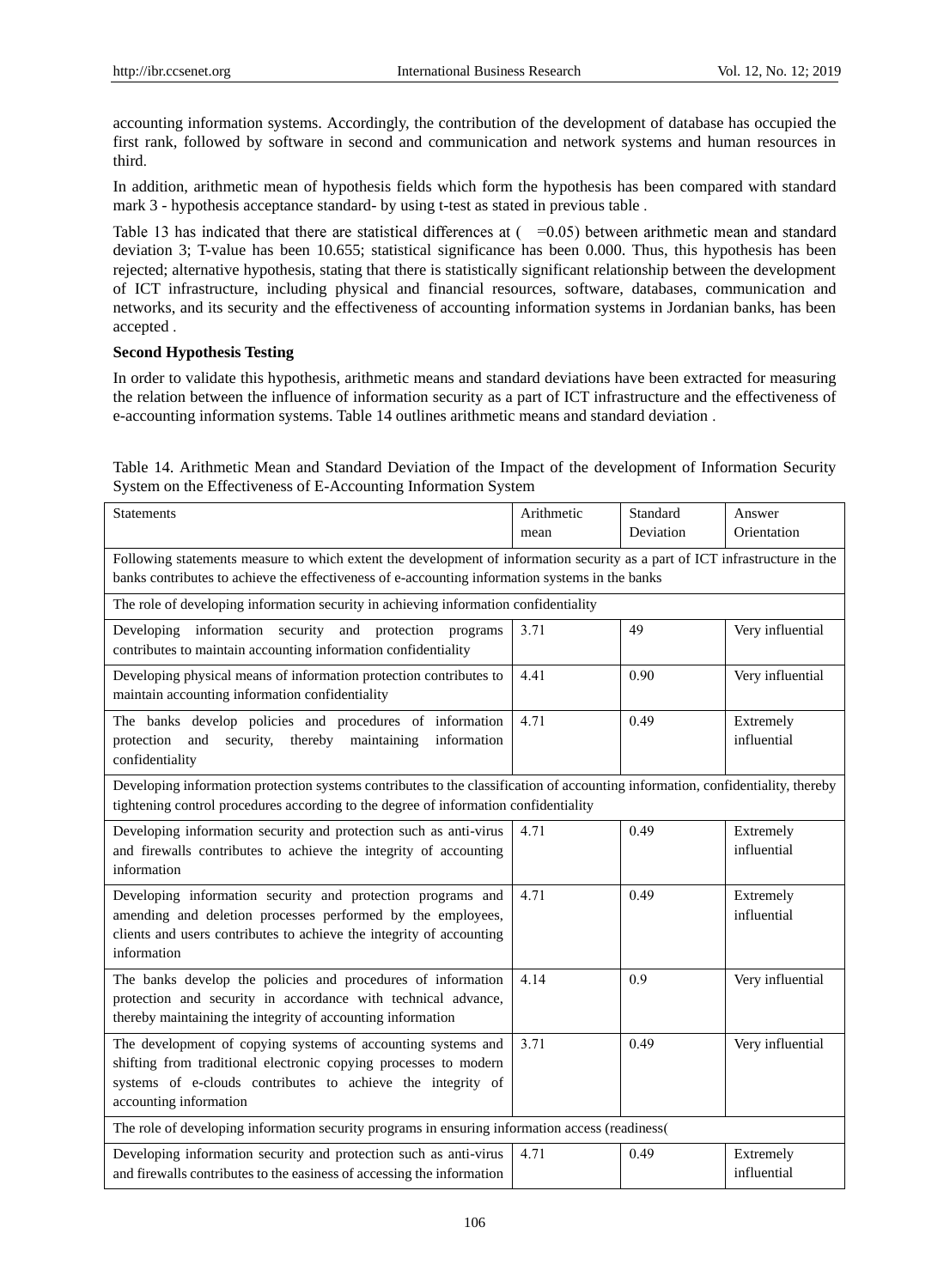accounting information systems. Accordingly, the contribution of the development of database has occupied the first rank, followed by software in second and communication and network systems and human resources in third.

In addition, arithmetic mean of hypothesis fields which form the hypothesis has been compared with standard mark 3 - hypothesis acceptance standard- by using t-test as stated in previous table .

Table 13 has indicated that there are statistical differences at ( =0.05) between arithmetic mean and standard deviation 3; T-value has been 10.655; statistical significance has been 0.000. Thus, this hypothesis has been rejected; alternative hypothesis, stating that there is statistically significant relationship between the development of ICT infrastructure, including physical and financial resources, software, databases, communication and networks, and its security and the effectiveness of accounting information systems in Jordanian banks, has been accepted .

**Second Hypothesis Testing**

In order to validate this hypothesis, arithmetic means and standard deviations have been extracted for measuring the relation between the influence of information security as a part of ICT infrastructure and the effectiveness of e-accounting information systems. Table 14 outlines arithmetic means and standard deviation .

Table 14. Arithmetic Mean and Standard Deviation of the Impact of the development of Information Security System on the Effectiveness of E-Accounting Information System

| Statements | Arithmetic mean | Standard Deviation | Answer Orientation |
|---|---|---|---|
| Following statements measure to which extent the development of information security as a part of ICT infrastructure in the banks contributes to achieve the effectiveness of e-accounting information systems in the banks | | | |
| The role of developing information security in achieving information confidentiality | | | |
| Developing information security and protection programs contributes to maintain accounting information confidentiality | 3.71 | 49 | Very influential |
| Developing physical means of information protection contributes to maintain accounting information confidentiality | 4.41 | 0.90 | Very influential |
| The banks develop policies and procedures of information protection and security, thereby maintaining information confidentiality | 4.71 | 0.49 | Extremely influential |
| Developing information protection systems contributes to the classification of accounting information, confidentiality, thereby tightening control procedures according to the degree of information confidentiality | | | |
| Developing information security and protection such as anti-virus and firewalls contributes to achieve the integrity of accounting information | 4.71 | 0.49 | Extremely influential |
| Developing information security and protection programs and amending and deletion processes performed by the employees, clients and users contributes to achieve the integrity of accounting information | 4.71 | 0.49 | Extremely influential |
| The banks develop the policies and procedures of information protection and security in accordance with technical advance, thereby maintaining the integrity of accounting information | 4.14 | 0.9 | Very influential |
| The development of copying systems of accounting systems and shifting from traditional electronic copying processes to modern systems of e-clouds contributes to achieve the integrity of accounting information | 3.71 | 0.49 | Very influential |
| The role of developing information security programs in ensuring information access (readiness( | | | |
| Developing information security and protection such as anti-virus and firewalls contributes to the easiness of accessing the information | 4.71 | 0.49 | Extremely influential |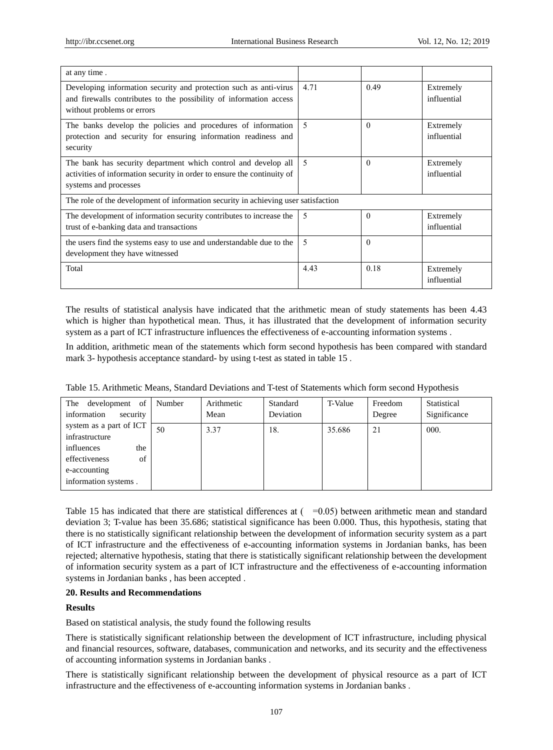| | | | |
|---|---|---|---|
| at any time . | | | |
| Developing information security and protection such as anti-virus and firewalls contributes to the possibility of information access without problems or errors | 4.71 | 0.49 | Extremely influential |
| The banks develop the policies and procedures of information protection and security for ensuring information readiness and security | 5 | 0 | Extremely influential |
| The bank has security department which control and develop all activities of information security in order to ensure the continuity of systems and processes | 5 | 0 | Extremely influential |
| The role of the development of information security in achieving user satisfaction | | | |
| The development of information security contributes to increase the trust of e-banking data and transactions | 5 | 0 | Extremely influential |
| the users find the systems easy to use and understandable due to the development they have witnessed | 5 | 0 | |
| Total | 4.43 | 0.18 | Extremely influential |

The results of statistical analysis have indicated that the arithmetic mean of study statements has been 4.43 which is higher than hypothetical mean. Thus, it has illustrated that the development of information security system as a part of ICT infrastructure influences the effectiveness of e-accounting information systems .

In addition, arithmetic mean of the statements which form second hypothesis has been compared with standard mark 3- hypothesis acceptance standard- by using t-test as stated in table 15 .

Table 15. Arithmetic Means, Standard Deviations and T-test of Statements which form second Hypothesis

| The development of information security system as a part of ICT infrastructure influences the effectiveness of e-accounting information systems . | Number | Arithmetic Mean | Standard Deviation | T-Value | Freedom Degree | Statistical Significance |
|---|---|---|---|---|---|---|
| | 50 | 3.37 | 18. | 35.686 | 21 | 000. |

Table 15 has indicated that there are statistical differences at ( =0.05) between arithmetic mean and standard deviation 3; T-value has been 35.686; statistical significance has been 0.000. Thus, this hypothesis, stating that there is no statistically significant relationship between the development of information security system as a part of ICT infrastructure and the effectiveness of e-accounting information systems in Jordanian banks, has been rejected; alternative hypothesis, stating that there is statistically significant relationship between the development of information security system as a part of ICT infrastructure and the effectiveness of e-accounting information systems in Jordanian banks , has been accepted .

## 20. Results and Recommendations

### Results

Based on statistical analysis, the study found the following results

There is statistically significant relationship between the development of ICT infrastructure, including physical and financial resources, software, databases, communication and networks, and its security and the effectiveness of accounting information systems in Jordanian banks .

There is statistically significant relationship between the development of physical resource as a part of ICT infrastructure and the effectiveness of e-accounting information systems in Jordanian banks .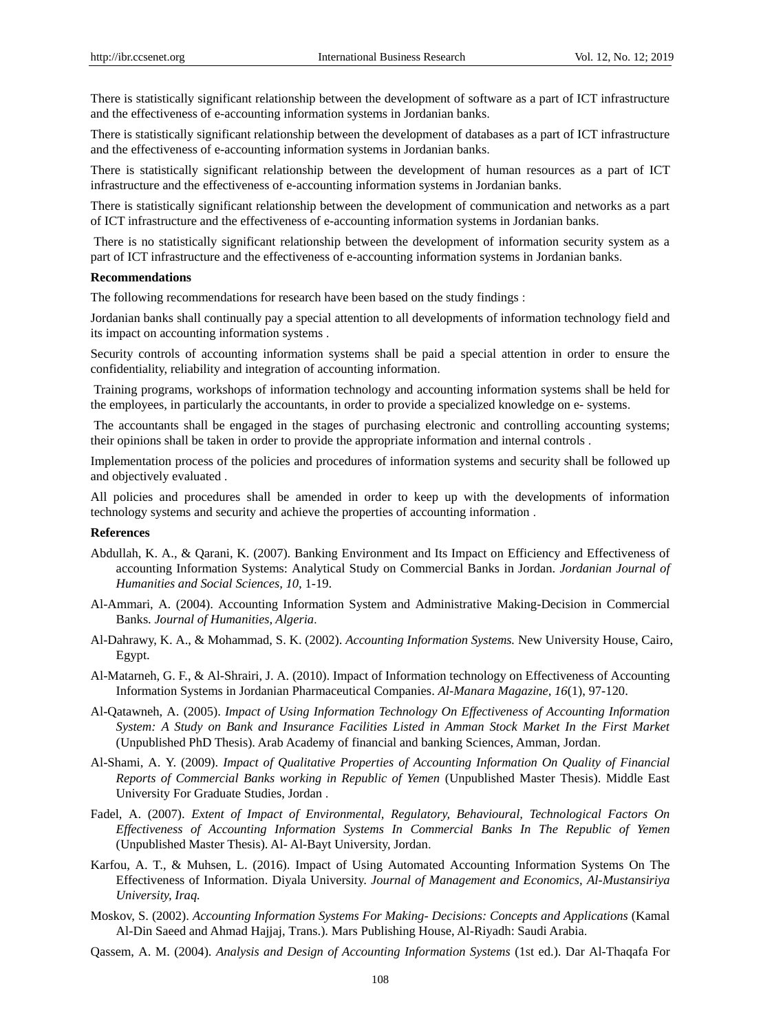There is statistically significant relationship between the development of software as a part of ICT infrastructure and the effectiveness of e-accounting information systems in Jordanian banks.

There is statistically significant relationship between the development of databases as a part of ICT infrastructure and the effectiveness of e-accounting information systems in Jordanian banks.

There is statistically significant relationship between the development of human resources as a part of ICT infrastructure and the effectiveness of e-accounting information systems in Jordanian banks.

There is statistically significant relationship between the development of communication and networks as a part of ICT infrastructure and the effectiveness of e-accounting information systems in Jordanian banks.

There is no statistically significant relationship between the development of information security system as a part of ICT infrastructure and the effectiveness of e-accounting information systems in Jordanian banks.

**Recommendations**

The following recommendations for research have been based on the study findings :

Jordanian banks shall continually pay a special attention to all developments of information technology field and its impact on accounting information systems .

Security controls of accounting information systems shall be paid a special attention in order to ensure the confidentiality, reliability and integration of accounting information.

Training programs, workshops of information technology and accounting information systems shall be held for the employees, in particularly the accountants, in order to provide a specialized knowledge on e- systems.

The accountants shall be engaged in the stages of purchasing electronic and controlling accounting systems; their opinions shall be taken in order to provide the appropriate information and internal controls .

Implementation process of the policies and procedures of information systems and security shall be followed up and objectively evaluated .

All policies and procedures shall be amended in order to keep up with the developments of information technology systems and security and achieve the properties of accounting information .

**References**

Abdullah, K. A., & Qarani, K. (2007). Banking Environment and Its Impact on Efficiency and Effectiveness of accounting Information Systems: Analytical Study on Commercial Banks in Jordan. *Jordanian Journal of Humanities and Social Sciences, 10,* 1-19.

Al-Ammari, A. (2004). Accounting Information System and Administrative Making-Decision in Commercial Banks. *Journal of Humanities, Algeria*.

Al-Dahrawy, K. A., & Mohammad, S. K. (2002). *Accounting Information Systems.* New University House, Cairo, Egypt.

Al-Matarneh, G. F., & Al-Shrairi, J. A. (2010). Impact of Information technology on Effectiveness of Accounting Information Systems in Jordanian Pharmaceutical Companies. *Al-Manara Magazine, 16*(1), 97-120.

Al-Qatawneh, A. (2005). *Impact of Using Information Technology On Effectiveness of Accounting Information System: A Study on Bank and Insurance Facilities Listed in Amman Stock Market In the First Market* (Unpublished PhD Thesis). Arab Academy of financial and banking Sciences, Amman, Jordan.

Al-Shami, A. Y. (2009). *Impact of Qualitative Properties of Accounting Information On Quality of Financial Reports of Commercial Banks working in Republic of Yemen* (Unpublished Master Thesis). Middle East University For Graduate Studies, Jordan .

Fadel, A. (2007). *Extent of Impact of Environmental, Regulatory, Behavioural, Technological Factors On Effectiveness of Accounting Information Systems In Commercial Banks In The Republic of Yemen* (Unpublished Master Thesis). Al- Al-Bayt University, Jordan.

Karfou, A. T., & Muhsen, L. (2016). Impact of Using Automated Accounting Information Systems On The Effectiveness of Information. Diyala University. *Journal of Management and Economics, Al-Mustansiriya University, Iraq.*

Moskov, S. (2002). *Accounting Information Systems For Making- Decisions: Concepts and Applications* (Kamal Al-Din Saeed and Ahmad Hajjaj, Trans.). Mars Publishing House, Al-Riyadh: Saudi Arabia.

Qassem, A. M. (2004). *Analysis and Design of Accounting Information Systems* (1st ed.). Dar Al-Thaqafa For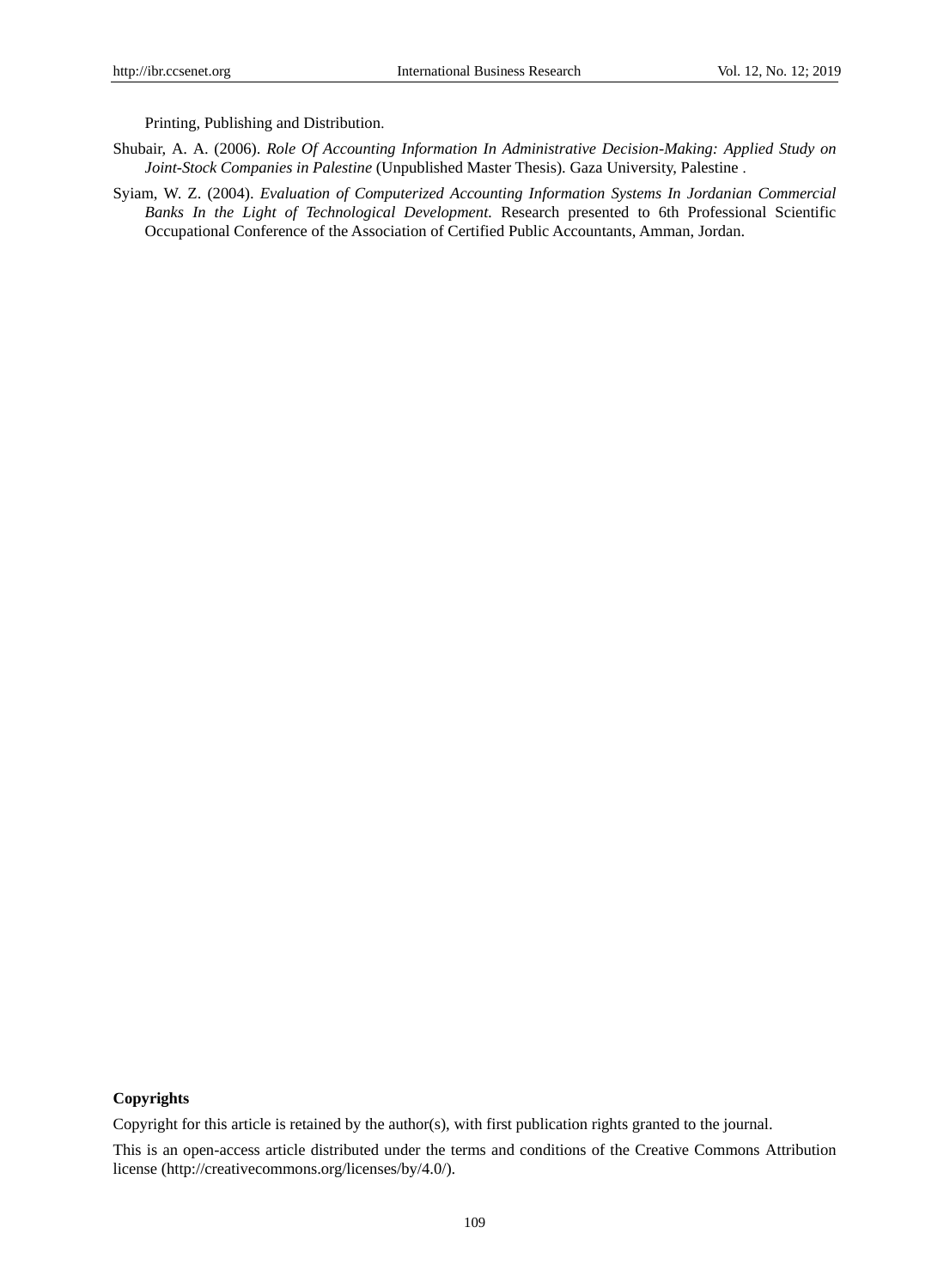Printing, Publishing and Distribution.

Shubair, A. A. (2006). *Role Of Accounting Information In Administrative Decision-Making: Applied Study on Joint-Stock Companies in Palestine* (Unpublished Master Thesis). Gaza University, Palestine .

Syiam, W. Z. (2004). *Evaluation of Computerized Accounting Information Systems In Jordanian Commercial Banks In the Light of Technological Development.* Research presented to 6th Professional Scientific Occupational Conference of the Association of Certified Public Accountants, Amman, Jordan.

**Copyrights**

Copyright for this article is retained by the author(s), with first publication rights granted to the journal.

This is an open-access article distributed under the terms and conditions of the Creative Commons Attribution license (http://creativecommons.org/licenses/by/4.0/).